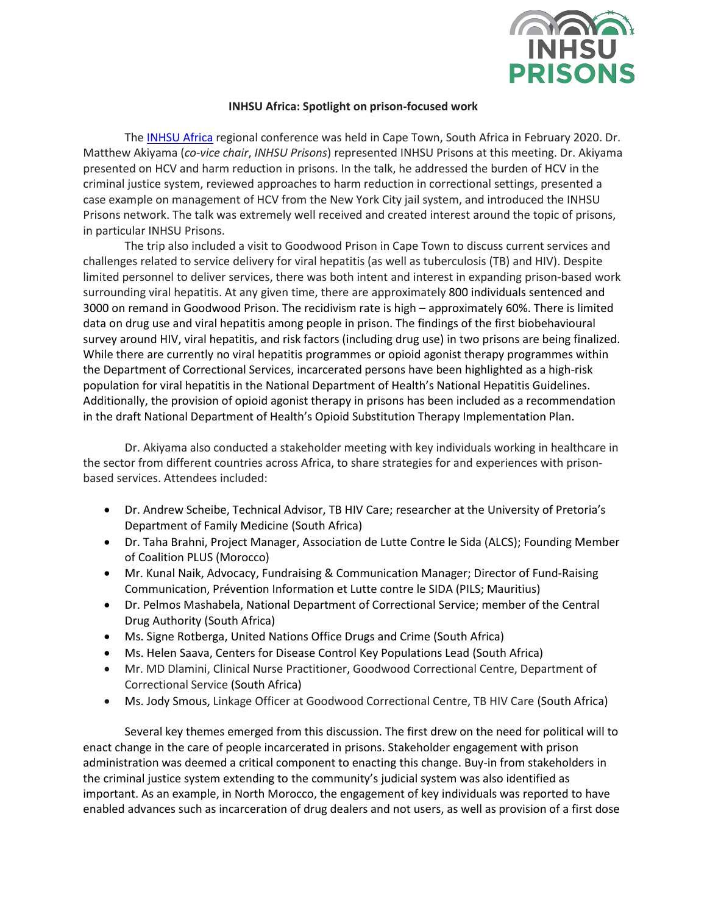**INHSU Africa: Spotlight on prison-focused work**

The [INHSU Africa](#) regional conference was held in Cape Town, South Africa in February 2020. Dr. Matthew Akiyama (*co-vice chair*, *INHSU Prisons*) represented INHSU Prisons at this meeting. Dr. Akiyama presented on HCV and harm reduction in prisons. In the talk, he addressed the burden of HCV in the criminal justice system, reviewed approaches to harm reduction in correctional settings, presented a case example on management of HCV from the New York City jail system, and introduced the INHSU Prisons network. The talk was extremely well received and created interest around the topic of prisons, in particular INHSU Prisons.

The trip also included a visit to Goodwood Prison in Cape Town to discuss current services and challenges related to service delivery for viral hepatitis (as well as tuberculosis (TB) and HIV). Despite limited personnel to deliver services, there was both intent and interest in expanding prison-based work surrounding viral hepatitis. At any given time, there are approximately 800 individuals sentenced and 3000 on remand in Goodwood Prison. The recidivism rate is high – approximately 60%. There is limited data on drug use and viral hepatitis among people in prison. The findings of the first biobehavioural survey around HIV, viral hepatitis, and risk factors (including drug use) in two prisons are being finalized. While there are currently no viral hepatitis programmes or opioid agonist therapy programmes within the Department of Correctional Services, incarcerated persons have been highlighted as a high-risk population for viral hepatitis in the National Department of Health's National Hepatitis Guidelines. Additionally, the provision of opioid agonist therapy in prisons has been included as a recommendation in the draft National Department of Health's Opioid Substitution Therapy Implementation Plan.

Dr. Akiyama also conducted a stakeholder meeting with key individuals working in healthcare in the sector from different countries across Africa, to share strategies for and experiences with prison-based services. Attendees included:

- Dr. Andrew Scheibe, Technical Advisor, TB HIV Care; researcher at the University of Pretoria's Department of Family Medicine (South Africa)
- Dr. Taha Brahni, Project Manager, Association de Lutte Contre le Sida (ALCS); Founding Member of Coalition PLUS (Morocco)
- Mr. Kunal Naik, Advocacy, Fundraising & Communication Manager; Director of Fund-Raising Communication, Prévention Information et Lutte contre le SIDA (PILS; Mauritius)
- Dr. Pelmos Mashabela, National Department of Correctional Service; member of the Central Drug Authority (South Africa)
- Ms. Signe Rotberga, United Nations Office Drugs and Crime (South Africa)
- Ms. Helen Saava, Centers for Disease Control Key Populations Lead (South Africa)
- Mr. MD Dlamini, Clinical Nurse Practitioner, Goodwood Correctional Centre, Department of Correctional Service (South Africa)
- Ms. Jody Smous, Linkage Officer at Goodwood Correctional Centre, TB HIV Care (South Africa)

Several key themes emerged from this discussion. The first drew on the need for political will to enact change in the care of people incarcerated in prisons. Stakeholder engagement with prison administration was deemed a critical component to enacting this change. Buy-in from stakeholders in the criminal justice system extending to the community's judicial system was also identified as important. As an example, in North Morocco, the engagement of key individuals was reported to have enabled advances such as incarceration of drug dealers and not users, as well as provision of a first dose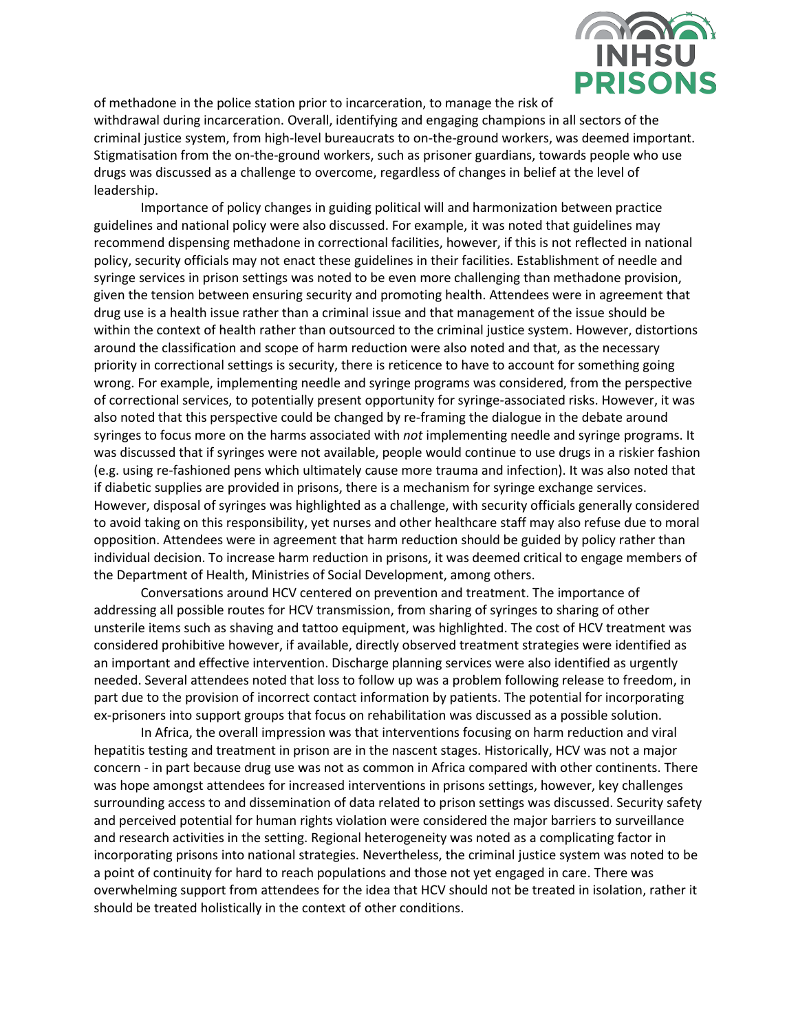of methadone in the police station prior to incarceration, to manage the risk of withdrawal during incarceration. Overall, identifying and engaging champions in all sectors of the criminal justice system, from high-level bureaucrats to on-the-ground workers, was deemed important. Stigmatisation from the on-the-ground workers, such as prisoner guardians, towards people who use drugs was discussed as a challenge to overcome, regardless of changes in belief at the level of leadership.

Importance of policy changes in guiding political will and harmonization between practice guidelines and national policy were also discussed. For example, it was noted that guidelines may recommend dispensing methadone in correctional facilities, however, if this is not reflected in national policy, security officials may not enact these guidelines in their facilities. Establishment of needle and syringe services in prison settings was noted to be even more challenging than methadone provision, given the tension between ensuring security and promoting health. Attendees were in agreement that drug use is a health issue rather than a criminal issue and that management of the issue should be within the context of health rather than outsourced to the criminal justice system. However, distortions around the classification and scope of harm reduction were also noted and that, as the necessary priority in correctional settings is security, there is reticence to have to account for something going wrong. For example, implementing needle and syringe programs was considered, from the perspective of correctional services, to potentially present opportunity for syringe-associated risks. However, it was also noted that this perspective could be changed by re-framing the dialogue in the debate around syringes to focus more on the harms associated with *not* implementing needle and syringe programs. It was discussed that if syringes were not available, people would continue to use drugs in a riskier fashion (e.g. using re-fashioned pens which ultimately cause more trauma and infection). It was also noted that if diabetic supplies are provided in prisons, there is a mechanism for syringe exchange services. However, disposal of syringes was highlighted as a challenge, with security officials generally considered to avoid taking on this responsibility, yet nurses and other healthcare staff may also refuse due to moral opposition. Attendees were in agreement that harm reduction should be guided by policy rather than individual decision. To increase harm reduction in prisons, it was deemed critical to engage members of the Department of Health, Ministries of Social Development, among others.

Conversations around HCV centered on prevention and treatment. The importance of addressing all possible routes for HCV transmission, from sharing of syringes to sharing of other unsterile items such as shaving and tattoo equipment, was highlighted. The cost of HCV treatment was considered prohibitive however, if available, directly observed treatment strategies were identified as an important and effective intervention. Discharge planning services were also identified as urgently needed. Several attendees noted that loss to follow up was a problem following release to freedom, in part due to the provision of incorrect contact information by patients. The potential for incorporating ex-prisoners into support groups that focus on rehabilitation was discussed as a possible solution.

In Africa, the overall impression was that interventions focusing on harm reduction and viral hepatitis testing and treatment in prison are in the nascent stages. Historically, HCV was not a major concern - in part because drug use was not as common in Africa compared with other continents. There was hope amongst attendees for increased interventions in prisons settings, however, key challenges surrounding access to and dissemination of data related to prison settings was discussed. Security safety and perceived potential for human rights violation were considered the major barriers to surveillance and research activities in the setting. Regional heterogeneity was noted as a complicating factor in incorporating prisons into national strategies. Nevertheless, the criminal justice system was noted to be a point of continuity for hard to reach populations and those not yet engaged in care. There was overwhelming support from attendees for the idea that HCV should not be treated in isolation, rather it should be treated holistically in the context of other conditions.